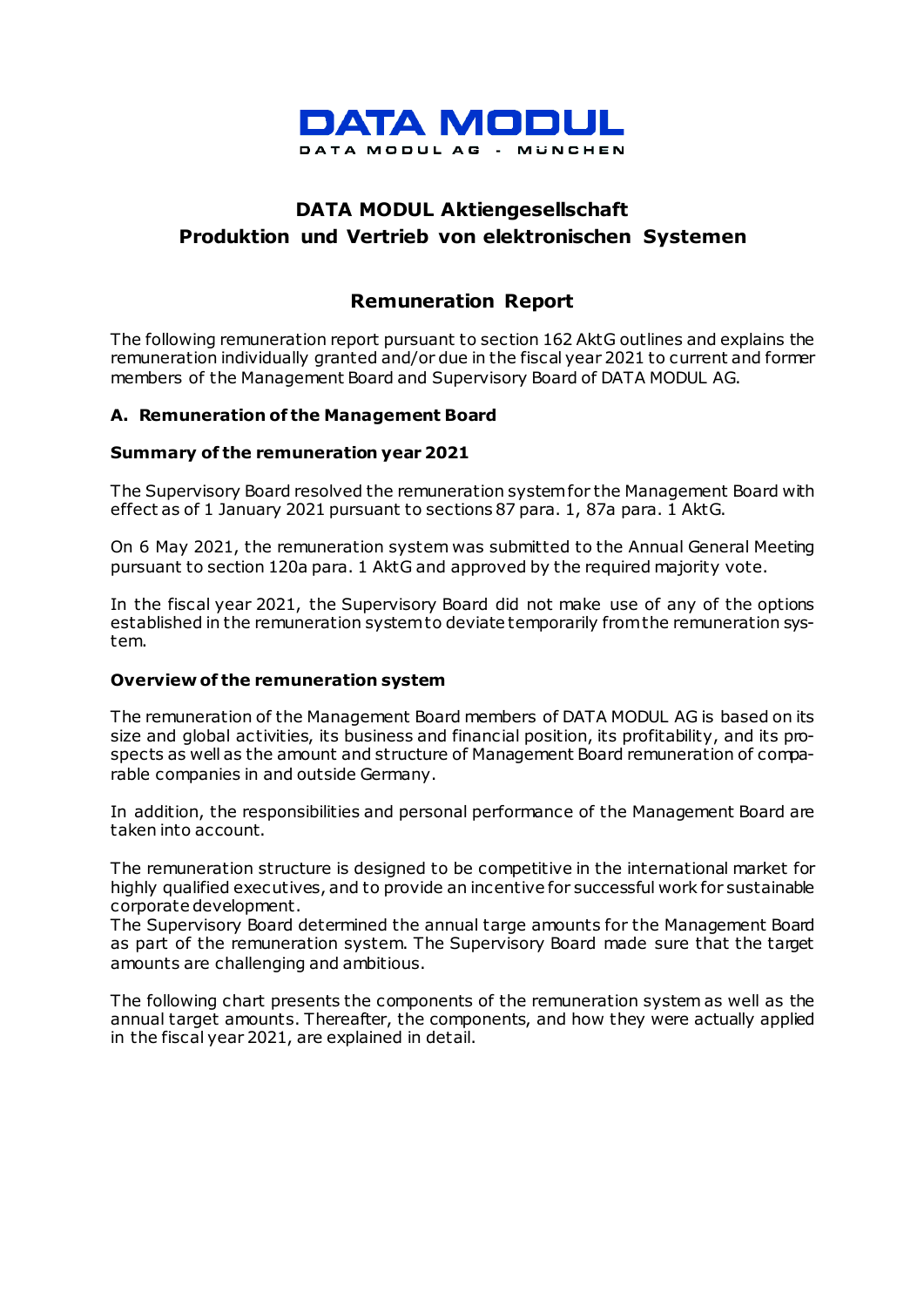DATA MODUL

DATA MODUL AG - MÜNCHEN

# DATA MODUL Aktiengesellschaft
# Produktion und Vertrieb von elektronischen Systemen

## Remuneration Report

The following remuneration report pursuant to section 162 AktG outlines and explains the remuneration individually granted and/or due in the fiscal year 2021 to current and former members of the Management Board and Supervisory Board of DATA MODUL AG.

### A. Remuneration of the Management Board

**Summary of the remuneration year 2021**

The Supervisory Board resolved the remuneration system for the Management Board with effect as of 1 January 2021 pursuant to sections 87 para. 1, 87a para. 1 AktG.

On 6 May 2021, the remuneration system was submitted to the Annual General Meeting pursuant to section 120a para. 1 AktG and approved by the required majority vote.

In the fiscal year 2021, the Supervisory Board did not make use of any of the options established in the remuneration system to deviate temporarily from the remuneration system.

**Overview of the remuneration system**

The remuneration of the Management Board members of DATA MODUL AG is based on its size and global activities, its business and financial position, its profitability, and its prospects as well as the amount and structure of Management Board remuneration of comparable companies in and outside Germany.

In addition, the responsibilities and personal performance of the Management Board are taken into account.

The remuneration structure is designed to be competitive in the international market for highly qualified executives, and to provide an incentive for successful work for sustainable corporate development.
The Supervisory Board determined the annual targe amounts for the Management Board as part of the remuneration system. The Supervisory Board made sure that the target amounts are challenging and ambitious.

The following chart presents the components of the remuneration system as well as the annual target amounts. Thereafter, the components, and how they were actually applied in the fiscal year 2021, are explained in detail.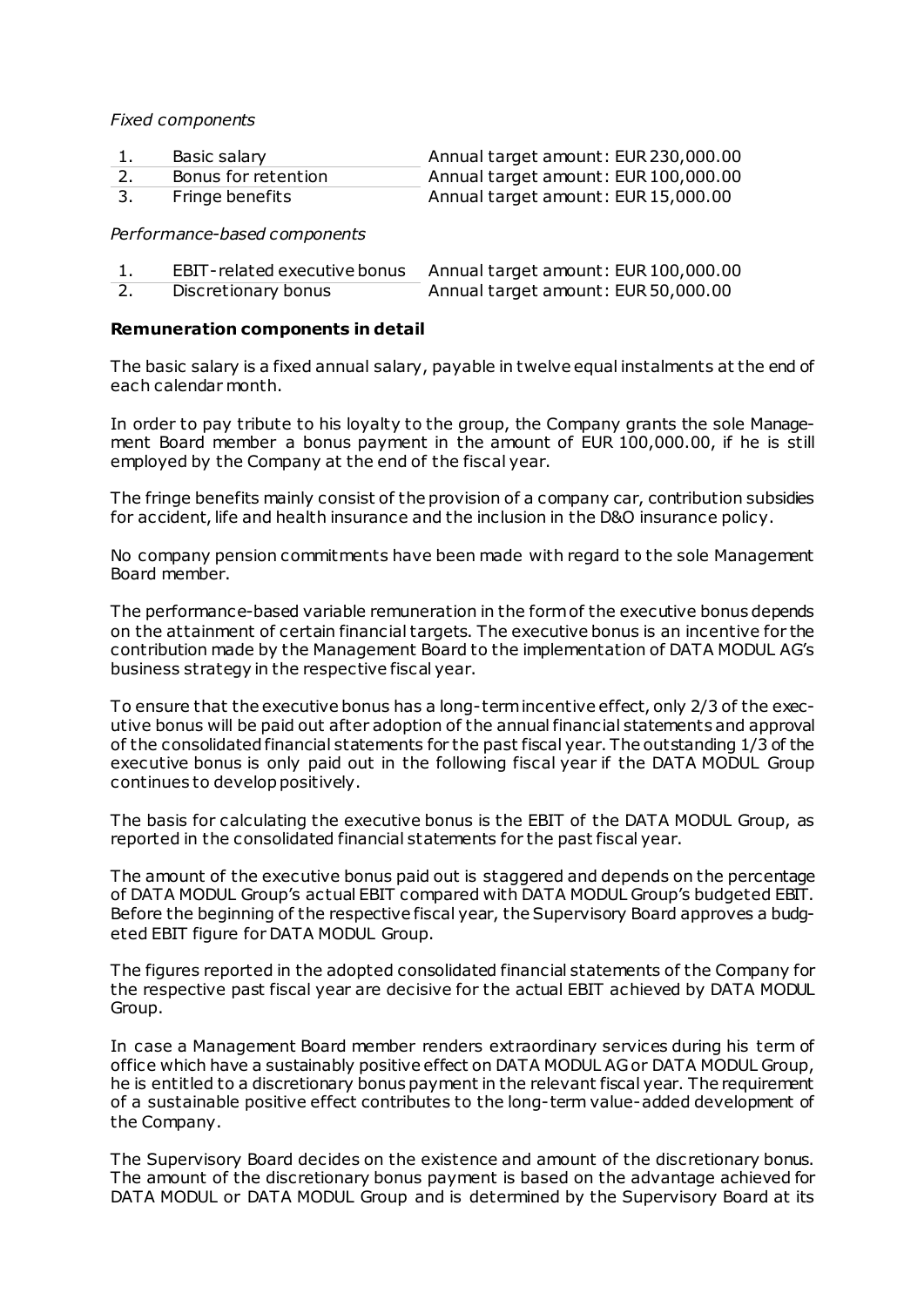*Fixed components*

| | | |
|---|---|---|
| 1. | Basic salary | Annual target amount: EUR 230,000.00 |
| 2. | Bonus for retention | Annual target amount: EUR 100,000.00 |
| 3. | Fringe benefits | Annual target amount: EUR 15,000.00 |

*Performance-based components*

| | | |
|---|---|---|
| 1. | EBIT-related executive bonus | Annual target amount: EUR 100,000.00 |
| 2. | Discretionary bonus | Annual target amount: EUR 50,000.00 |

**Remuneration components in detail**

The basic salary is a fixed annual salary, payable in twelve equal instalments at the end of each calendar month.

In order to pay tribute to his loyalty to the group, the Company grants the sole Management Board member a bonus payment in the amount of EUR 100,000.00, if he is still employed by the Company at the end of the fiscal year.

The fringe benefits mainly consist of the provision of a company car, contribution subsidies for accident, life and health insurance and the inclusion in the D&O insurance policy.

No company pension commitments have been made with regard to the sole Management Board member.

The performance-based variable remuneration in the form of the executive bonus depends on the attainment of certain financial targets. The executive bonus is an incentive for the contribution made by the Management Board to the implementation of DATA MODUL AG's business strategy in the respective fiscal year.

To ensure that the executive bonus has a long-term incentive effect, only 2/3 of the executive bonus will be paid out after adoption of the annual financial statements and approval of the consolidated financial statements for the past fiscal year. The outstanding 1/3 of the executive bonus is only paid out in the following fiscal year if the DATA MODUL Group continues to develop positively.

The basis for calculating the executive bonus is the EBIT of the DATA MODUL Group, as reported in the consolidated financial statements for the past fiscal year.

The amount of the executive bonus paid out is staggered and depends on the percentage of DATA MODUL Group's actual EBIT compared with DATA MODUL Group's budgeted EBIT. Before the beginning of the respective fiscal year, the Supervisory Board approves a budgeted EBIT figure for DATA MODUL Group.

The figures reported in the adopted consolidated financial statements of the Company for the respective past fiscal year are decisive for the actual EBIT achieved by DATA MODUL Group.

In case a Management Board member renders extraordinary services during his term of office which have a sustainably positive effect on DATA MODUL AG or DATA MODUL Group, he is entitled to a discretionary bonus payment in the relevant fiscal year. The requirement of a sustainable positive effect contributes to the long-term value-added development of the Company.

The Supervisory Board decides on the existence and amount of the discretionary bonus. The amount of the discretionary bonus payment is based on the advantage achieved for DATA MODUL or DATA MODUL Group and is determined by the Supervisory Board at its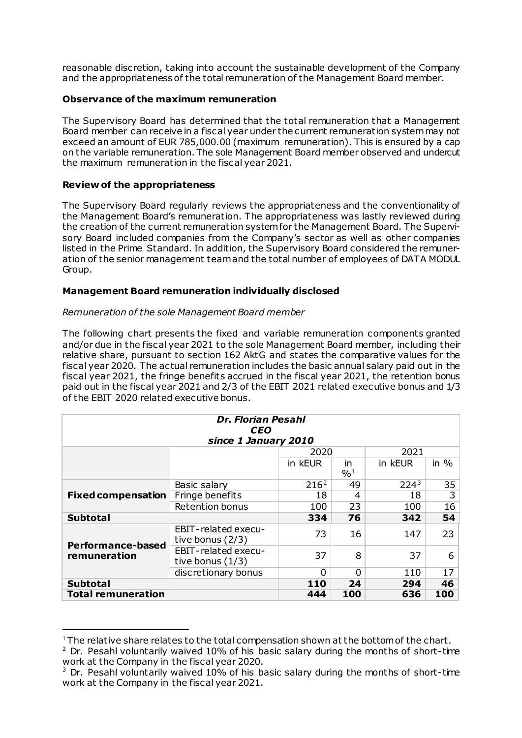reasonable discretion, taking into account the sustainable development of the Company and the appropriateness of the total remuneration of the Management Board member.

**Observance of the maximum remuneration**

The Supervisory Board has determined that the total remuneration that a Management Board member can receive in a fiscal year under the current remuneration system may not exceed an amount of EUR 785,000.00 (maximum remuneration). This is ensured by a cap on the variable remuneration. The sole Management Board member observed and undercut the maximum remuneration in the fiscal year 2021.

**Review of the appropriateness**

The Supervisory Board regularly reviews the appropriateness and the conventionality of the Management Board's remuneration. The appropriateness was lastly reviewed during the creation of the current remuneration system for the Management Board. The Supervisory Board included companies from the Company's sector as well as other companies listed in the Prime Standard. In addition, the Supervisory Board considered the remuneration of the senior management team and the total number of employees of DATA MODUL Group.

**Management Board remuneration individually disclosed**

*Remuneration of the sole Management Board member*

The following chart presents the fixed and variable remuneration components granted and/or due in the fiscal year 2021 to the sole Management Board member, including their relative share, pursuant to section 162 AktG and states the comparative values for the fiscal year 2020. The actual remuneration includes the basic annual salary paid out in the fiscal year 2021, the fringe benefits accrued in the fiscal year 2021, the retention bonus paid out in the fiscal year 2021 and 2/3 of the EBIT 2021 related executive bonus and 1/3 of the EBIT 2020 related executive bonus.

| ***Dr. Florian Pesahl*** ***CEO*** ***since 1 January 2010*** | | | | | |
|---|---|---|---|---|---|
| | | 2020 | | 2021 | |
| | | in kEUR | in %[1] | in kEUR | in % |
| **Fixed compensation** | Basic salary | 216[2] | 49 | 224[3] | 35 |
| | Fringe benefits | 18 | 4 | 18 | 3 |
| | Retention bonus | 100 | 23 | 100 | 16 |
| **Subtotal** | | **334** | **76** | **342** | **54** |
| **Performance-based remuneration** | EBIT-related executive bonus (2/3) | 73 | 16 | 147 | 23 |
| | EBIT-related executive bonus (1/3) | 37 | 8 | 37 | 6 |
| | discretionary bonus | 0 | 0 | 110 | 17 |
| **Subtotal** | | **110** | **24** | **294** | **46** |
| **Total remuneration** | | **444** | **100** | **636** | **100** |

[1] The relative share relates to the total compensation shown at the bottom of the chart.

[2] Dr. Pesahl voluntarily waived 10% of his basic salary during the months of short-time work at the Company in the fiscal year 2020.

[3] Dr. Pesahl voluntarily waived 10% of his basic salary during the months of short-time work at the Company in the fiscal year 2021.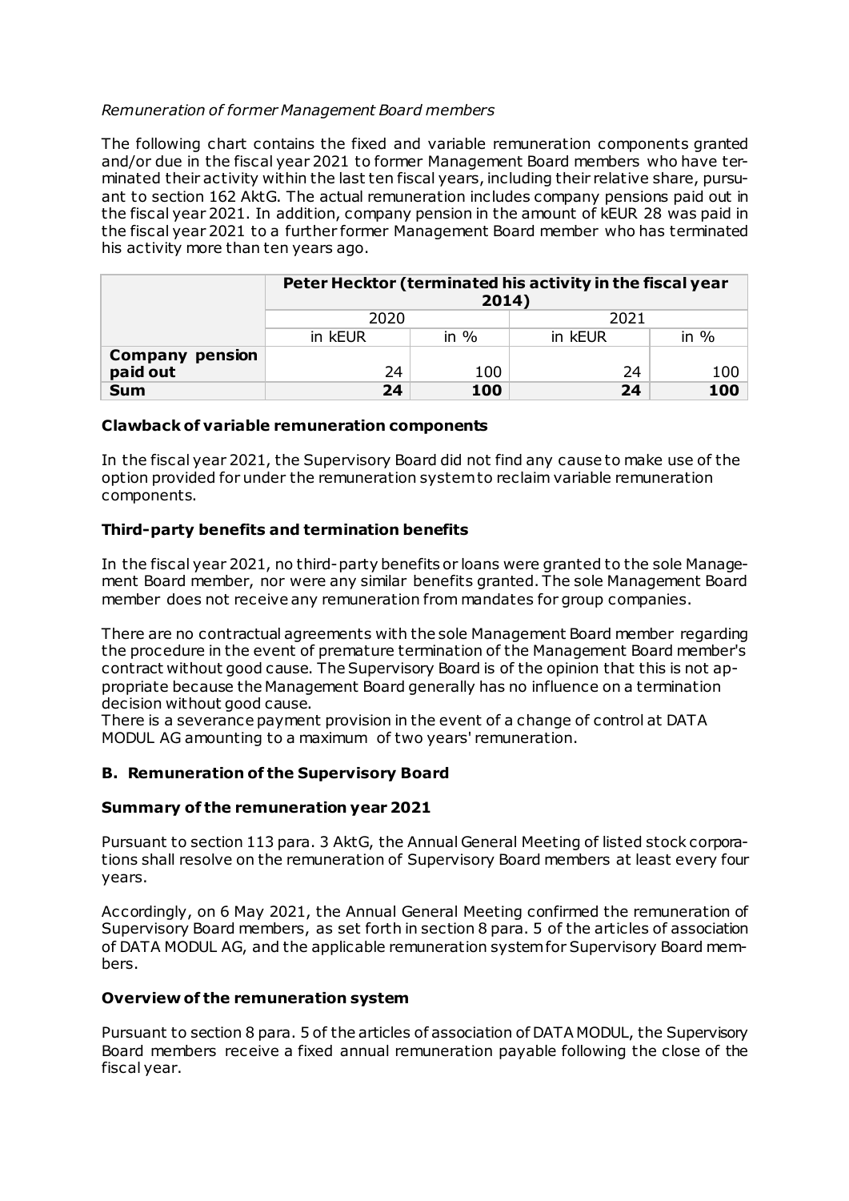*Remuneration of former Management Board members*

The following chart contains the fixed and variable remuneration components granted and/or due in the fiscal year 2021 to former Management Board members who have terminated their activity within the last ten fiscal years, including their relative share, pursuant to section 162 AktG. The actual remuneration includes company pensions paid out in the fiscal year 2021. In addition, company pension in the amount of kEUR 28 was paid in the fiscal year 2021 to a further former Management Board member who has terminated his activity more than ten years ago.

| | **Peter Hecktor (terminated his activity in the fiscal year 2014)** | | | |
|---|---|---|---|---|
| | 2020 | | 2021 | |
| | in kEUR | in % | in kEUR | in % |
| **Company pension paid out** | 24 | 100 | 24 | 100 |
| **Sum** | **24** | **100** | **24** | **100** |

**Clawback of variable remuneration components**

In the fiscal year 2021, the Supervisory Board did not find any cause to make use of the option provided for under the remuneration system to reclaim variable remuneration components.

**Third-party benefits and termination benefits**

In the fiscal year 2021, no third-party benefits or loans were granted to the sole Management Board member, nor were any similar benefits granted. The sole Management Board member does not receive any remuneration from mandates for group companies.

There are no contractual agreements with the sole Management Board member regarding the procedure in the event of premature termination of the Management Board member's contract without good cause. The Supervisory Board is of the opinion that this is not appropriate because the Management Board generally has no influence on a termination decision without good cause.
There is a severance payment provision in the event of a change of control at DATA MODUL AG amounting to a maximum of two years' remuneration.

## B. Remuneration of the Supervisory Board

**Summary of the remuneration year 2021**

Pursuant to section 113 para. 3 AktG, the Annual General Meeting of listed stock corporations shall resolve on the remuneration of Supervisory Board members at least every four years.

Accordingly, on 6 May 2021, the Annual General Meeting confirmed the remuneration of Supervisory Board members, as set forth in section 8 para. 5 of the articles of association of DATA MODUL AG, and the applicable remuneration system for Supervisory Board members.

**Overview of the remuneration system**

Pursuant to section 8 para. 5 of the articles of association of DATA MODUL, the Supervisory Board members receive a fixed annual remuneration payable following the close of the fiscal year.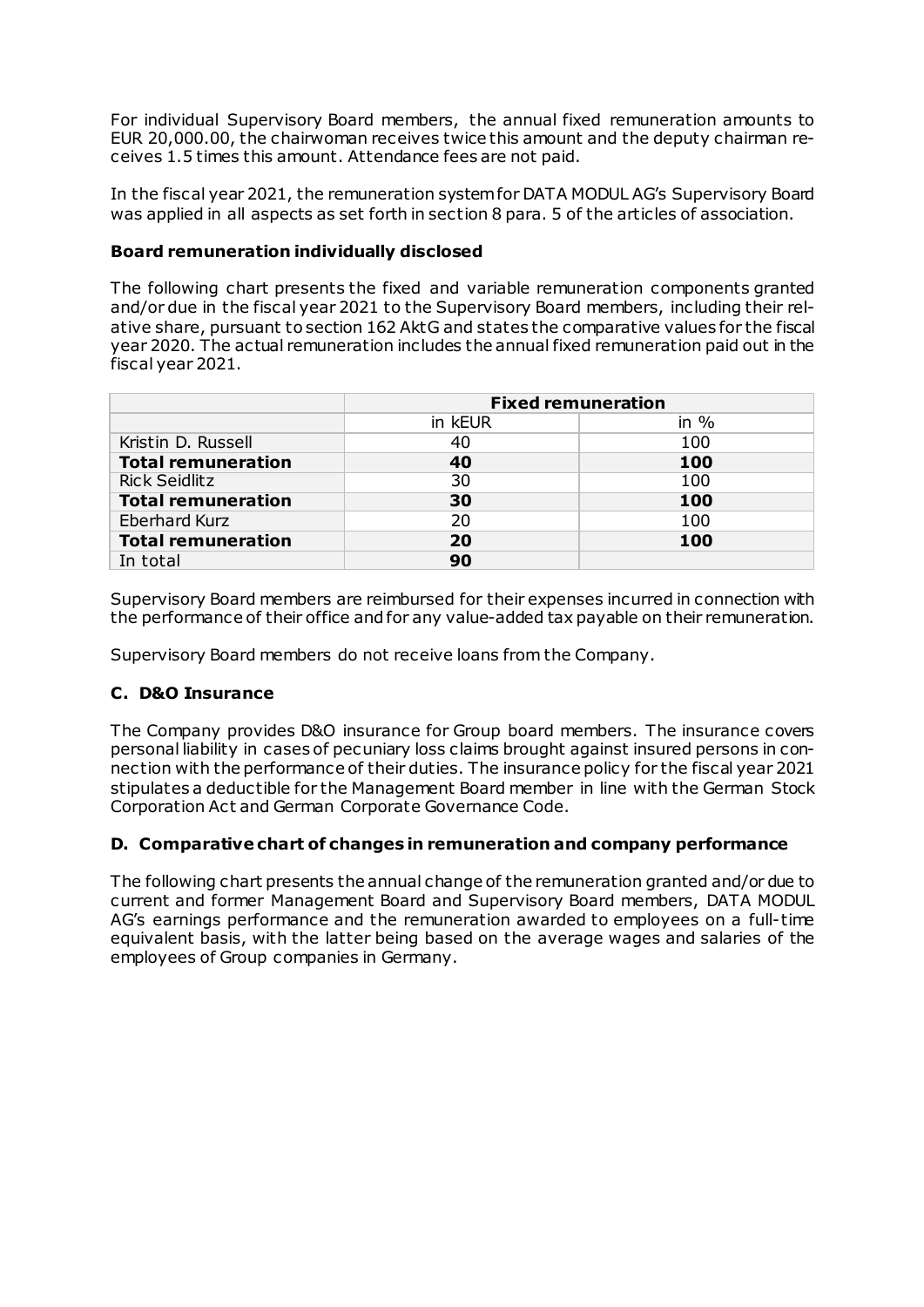For individual Supervisory Board members, the annual fixed remuneration amounts to EUR 20,000.00, the chairwoman receives twice this amount and the deputy chairman receives 1.5 times this amount. Attendance fees are not paid.

In the fiscal year 2021, the remuneration system for DATA MODUL AG's Supervisory Board was applied in all aspects as set forth in section 8 para. 5 of the articles of association.

**Board remuneration individually disclosed**

The following chart presents the fixed and variable remuneration components granted and/or due in the fiscal year 2021 to the Supervisory Board members, including their relative share, pursuant to section 162 AktG and states the comparative values for the fiscal year 2020. The actual remuneration includes the annual fixed remuneration paid out in the fiscal year 2021.

| | **Fixed remuneration** | |
|---|---|---|
| | in kEUR | in % |
| Kristin D. Russell | 40 | 100 |
| **Total remuneration** | **40** | **100** |
| Rick Seidlitz | 30 | 100 |
| **Total remuneration** | **30** | **100** |
| Eberhard Kurz | 20 | 100 |
| **Total remuneration** | **20** | **100** |
| In total | **90** | |

Supervisory Board members are reimbursed for their expenses incurred in connection with the performance of their office and for any value-added tax payable on their remuneration.

Supervisory Board members do not receive loans from the Company.

### C. D&O Insurance

The Company provides D&O insurance for Group board members. The insurance covers personal liability in cases of pecuniary loss claims brought against insured persons in connection with the performance of their duties. The insurance policy for the fiscal year 2021 stipulates a deductible for the Management Board member in line with the German Stock Corporation Act and German Corporate Governance Code.

### D. Comparative chart of changes in remuneration and company performance

The following chart presents the annual change of the remuneration granted and/or due to current and former Management Board and Supervisory Board members, DATA MODUL AG's earnings performance and the remuneration awarded to employees on a full-time equivalent basis, with the latter being based on the average wages and salaries of the employees of Group companies in Germany.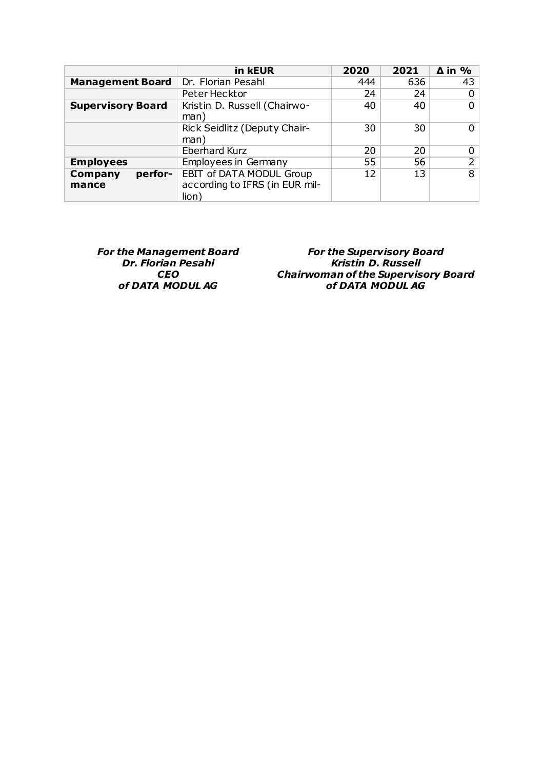| | in kEUR | 2020 | 2021 | Δ in % |
|---|---|---|---|---|
| **Management Board** | Dr. Florian Pesahl | 444 | 636 | 43 |
| | Peter Hecktor | 24 | 24 | 0 |
| **Supervisory Board** | Kristin D. Russell (Chairwoman) | 40 | 40 | 0 |
| | Rick Seidlitz (Deputy Chairman) | 30 | 30 | 0 |
| | Eberhard Kurz | 20 | 20 | 0 |
| **Employees** | Employees in Germany | 55 | 56 | 2 |
| **Company performance** | EBIT of DATA MODUL Group according to IFRS (in EUR million) | 12 | 13 | 8 |

***For the Management Board***
***Dr. Florian Pesahl***
***CEO***
***of DATA MODUL AG***

***For the Supervisory Board***
***Kristin D. Russell***
***Chairwoman of the Supervisory Board***
***of DATA MODUL AG***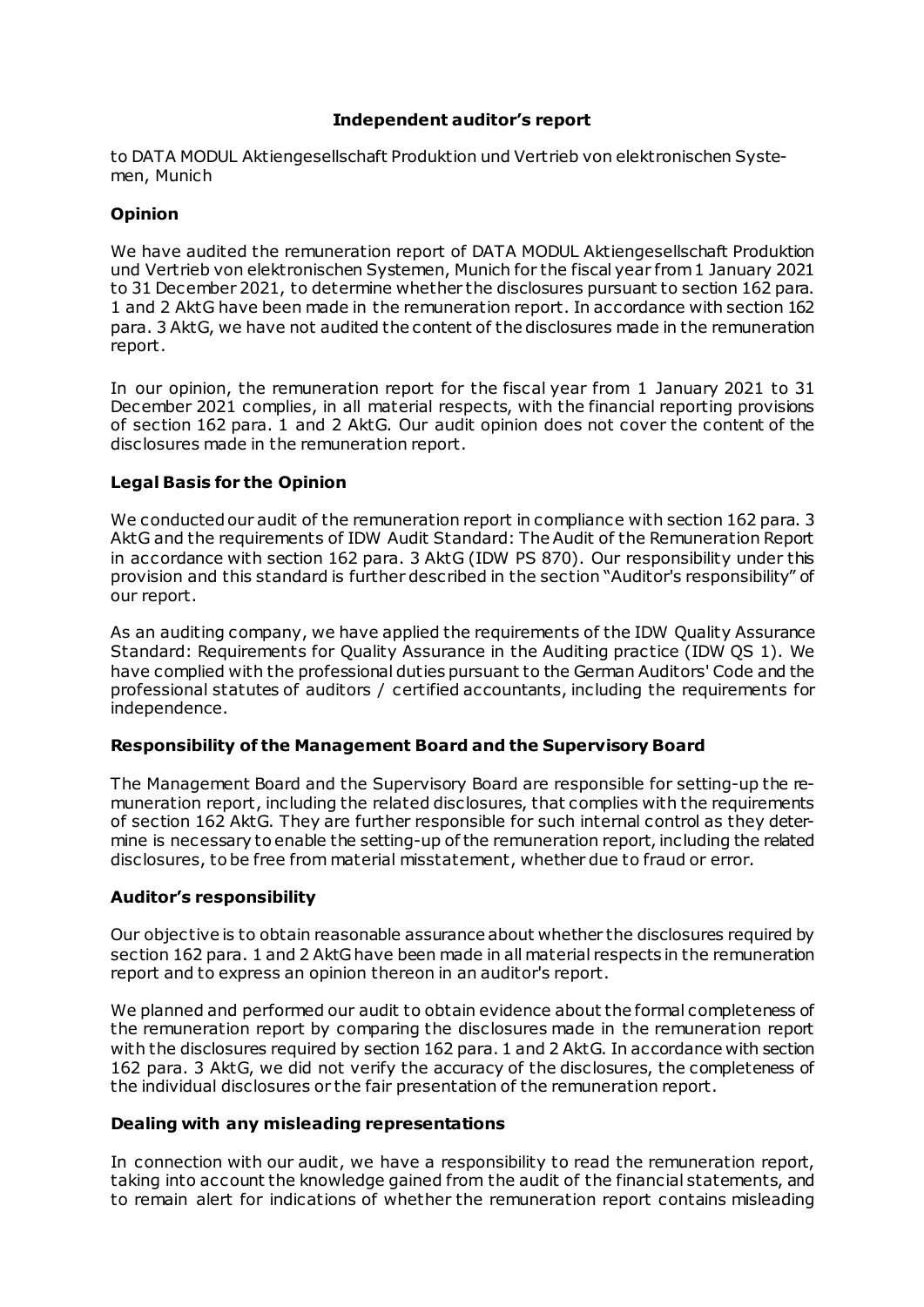# Independent auditor's report

to DATA MODUL Aktiengesellschaft Produktion und Vertrieb von elektronischen Systemen, Munich

## Opinion

We have audited the remuneration report of DATA MODUL Aktiengesellschaft Produktion und Vertrieb von elektronischen Systemen, Munich for the fiscal year from 1 January 2021 to 31 December 2021, to determine whether the disclosures pursuant to section 162 para. 1 and 2 AktG have been made in the remuneration report. In accordance with section 162 para. 3 AktG, we have not audited the content of the disclosures made in the remuneration report.

In our opinion, the remuneration report for the fiscal year from 1 January 2021 to 31 December 2021 complies, in all material respects, with the financial reporting provisions of section 162 para. 1 and 2 AktG. Our audit opinion does not cover the content of the disclosures made in the remuneration report.

## Legal Basis for the Opinion

We conducted our audit of the remuneration report in compliance with section 162 para. 3 AktG and the requirements of IDW Audit Standard: The Audit of the Remuneration Report in accordance with section 162 para. 3 AktG (IDW PS 870). Our responsibility under this provision and this standard is further described in the section "Auditor's responsibility" of our report.

As an auditing company, we have applied the requirements of the IDW Quality Assurance Standard: Requirements for Quality Assurance in the Auditing practice (IDW QS 1). We have complied with the professional duties pursuant to the German Auditors' Code and the professional statutes of auditors / certified accountants, including the requirements for independence.

## Responsibility of the Management Board and the Supervisory Board

The Management Board and the Supervisory Board are responsible for setting-up the remuneration report, including the related disclosures, that complies with the requirements of section 162 AktG. They are further responsible for such internal control as they determine is necessary to enable the setting-up of the remuneration report, including the related disclosures, to be free from material misstatement, whether due to fraud or error.

## Auditor's responsibility

Our objective is to obtain reasonable assurance about whether the disclosures required by section 162 para. 1 and 2 AktG have been made in all material respects in the remuneration report and to express an opinion thereon in an auditor's report.

We planned and performed our audit to obtain evidence about the formal completeness of the remuneration report by comparing the disclosures made in the remuneration report with the disclosures required by section 162 para. 1 and 2 AktG. In accordance with section 162 para. 3 AktG, we did not verify the accuracy of the disclosures, the completeness of the individual disclosures or the fair presentation of the remuneration report.

## Dealing with any misleading representations

In connection with our audit, we have a responsibility to read the remuneration report, taking into account the knowledge gained from the audit of the financial statements, and to remain alert for indications of whether the remuneration report contains misleading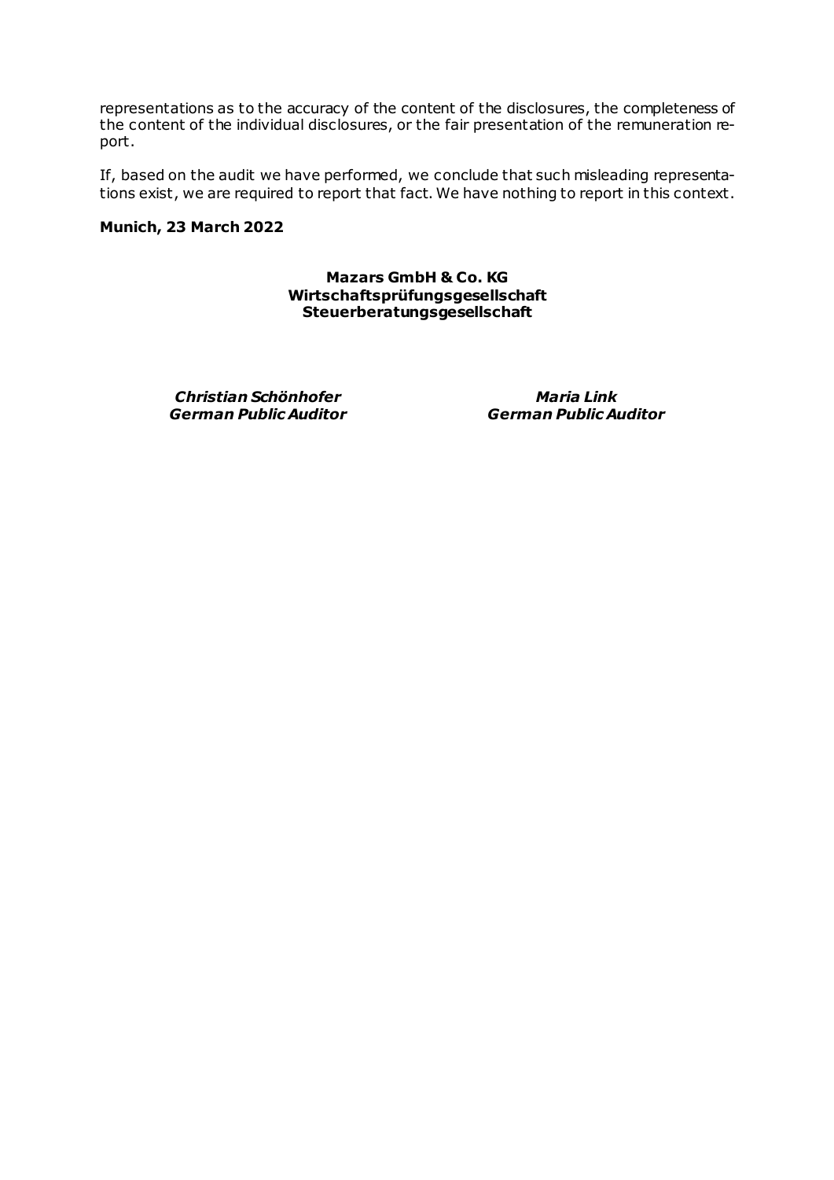representations as to the accuracy of the content of the disclosures, the completeness of the content of the individual disclosures, or the fair presentation of the remuneration report.

If, based on the audit we have performed, we conclude that such misleading representations exist, we are required to report that fact. We have nothing to report in this context.

**Munich, 23 March 2022**

**Mazars GmbH & Co. KG**
**Wirtschaftsprüfungsgesellschaft**
**Steuerberatungsgesellschaft**

***Christian Schönhofer***
***German Public Auditor***

***Maria Link***
***German Public Auditor***